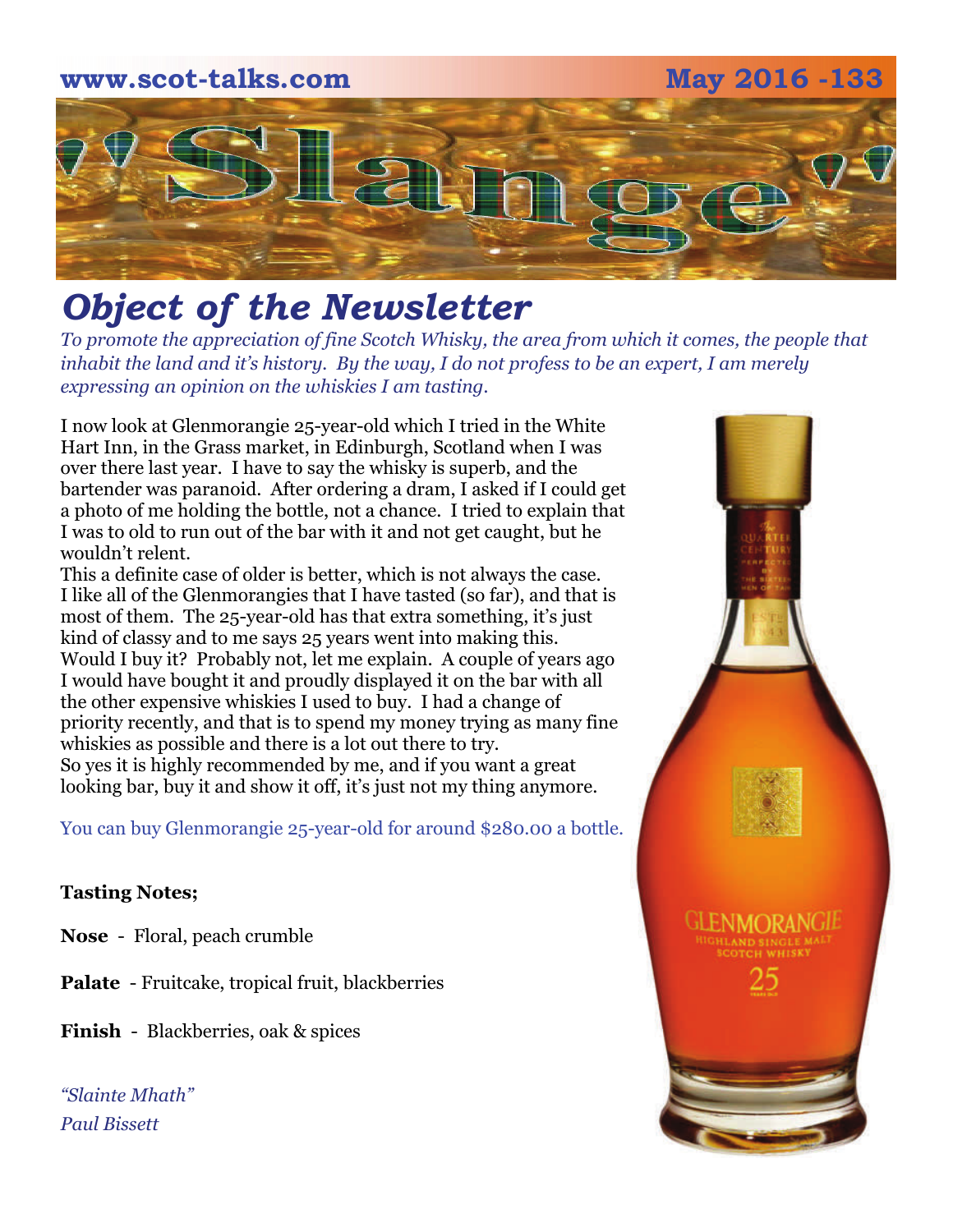www.scot-talks.com May 2016 -133

# "Slange"

## *Object of the Newsletter*

*To promote the appreciation of fine Scotch Whisky, the area from which it comes, the people that inhabit the land and it's history. By the way, I do not profess to be an expert, I am merely expressing an opinion on the whiskies I am tasting.*

I now look at Glenmorangie 25-year-old which I tried in the White Hart Inn, in the Grass market, in Edinburgh, Scotland when I was over there last year. I have to say the whisky is superb, and the bartender was paranoid. After ordering a dram, I asked if I could get a photo of me holding the bottle, not a chance. I tried to explain that I was to old to run out of the bar with it and not get caught, but he wouldn't relent.
This a definite case of older is better, which is not always the case. I like all of the Glenmorangies that I have tasted (so far), and that is most of them. The 25-year-old has that extra something, it's just kind of classy and to me says 25 years went into making this.
Would I buy it? Probably not, let me explain. A couple of years ago I would have bought it and proudly displayed it on the bar with all the other expensive whiskies I used to buy. I had a change of priority recently, and that is to spend my money trying as many fine whiskies as possible and there is a lot out there to try.
So yes it is highly recommended by me, and if you want a great looking bar, buy it and show it off, it's just not my thing anymore.

You can buy Glenmorangie 25-year-old for around $280.00 a bottle.

**Tasting Notes;**

**Nose** - Floral, peach crumble

**Palate** - Fruitcake, tropical fruit, blackberries

**Finish** - Blackberries, oak & spices

*"Slainte Mhath"*
*Paul Bissett*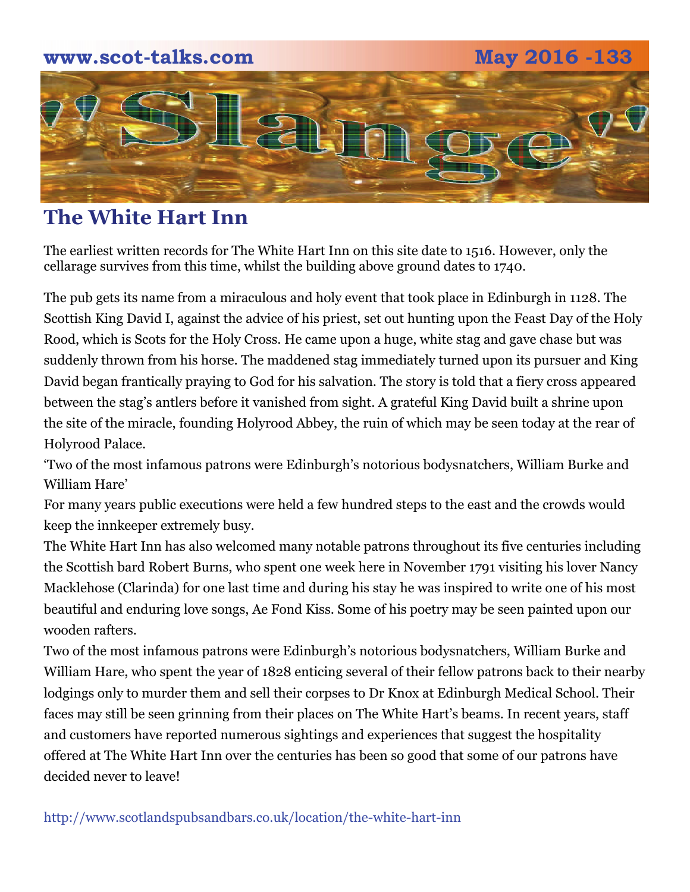# Slange

## The White Hart Inn

The earliest written records for The White Hart Inn on this site date to 1516. However, only the cellarage survives from this time, whilst the building above ground dates to 1740.

The pub gets its name from a miraculous and holy event that took place in Edinburgh in 1128. The Scottish King David I, against the advice of his priest, set out hunting upon the Feast Day of the Holy Rood, which is Scots for the Holy Cross. He came upon a huge, white stag and gave chase but was suddenly thrown from his horse. The maddened stag immediately turned upon its pursuer and King David began frantically praying to God for his salvation. The story is told that a fiery cross appeared between the stag's antlers before it vanished from sight. A grateful King David built a shrine upon the site of the miracle, founding Holyrood Abbey, the ruin of which may be seen today at the rear of Holyrood Palace.

'Two of the most infamous patrons were Edinburgh's notorious bodysnatchers, William Burke and William Hare'

For many years public executions were held a few hundred steps to the east and the crowds would keep the innkeeper extremely busy.

The White Hart Inn has also welcomed many notable patrons throughout its five centuries including the Scottish bard Robert Burns, who spent one week here in November 1791 visiting his lover Nancy Macklehose (Clarinda) for one last time and during his stay he was inspired to write one of his most beautiful and enduring love songs, Ae Fond Kiss. Some of his poetry may be seen painted upon our wooden rafters.

Two of the most infamous patrons were Edinburgh's notorious bodysnatchers, William Burke and William Hare, who spent the year of 1828 enticing several of their fellow patrons back to their nearby lodgings only to murder them and sell their corpses to Dr Knox at Edinburgh Medical School. Their faces may still be seen grinning from their places on The White Hart's beams. In recent years, staff and customers have reported numerous sightings and experiences that suggest the hospitality offered at The White Hart Inn over the centuries has been so good that some of our patrons have decided never to leave!

http://www.scotlandspubsandbars.co.uk/location/the-white-hart-inn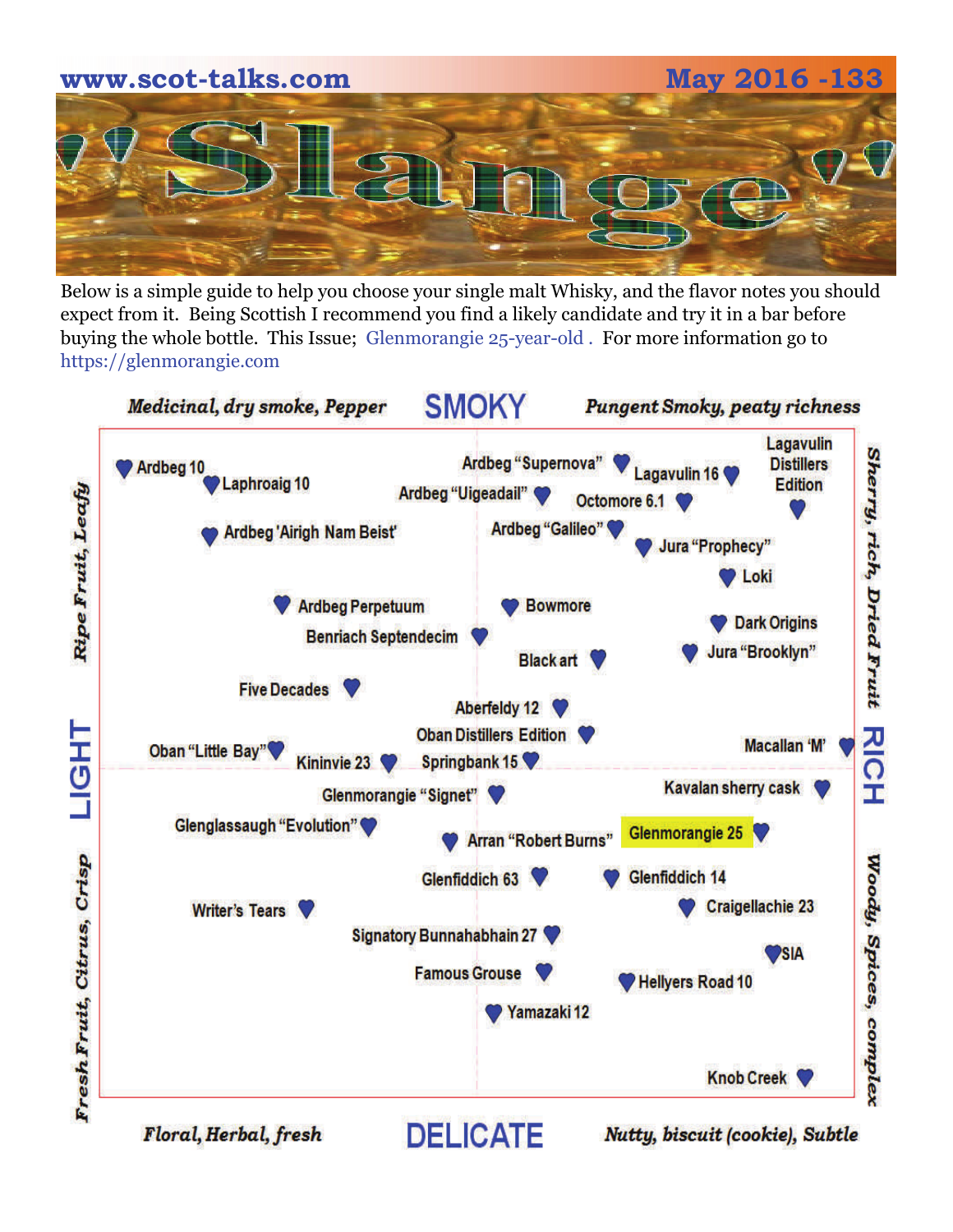# "Slange"

Below is a simple guide to help you choose your single malt Whisky, and the flavor notes you should expect from it. Being Scottish I recommend you find a likely candidate and try it in a bar before buying the whole bottle. This Issue; Glenmorangie 25-year-old . For more information go to https://glenmorangie.com

*Medicinal, dry smoke, Pepper* — **SMOKY** — *Pungent Smoky, peaty richness*

*Ripe Fruit, Leafy* — **LIGHT** — *Fresh Fruit, Citrus, Crisp*

*Sherry, rich, Dried Fruit* — **RICH** — *Woody, Spices, complex*

*Floral, Herbal, fresh* — **DELICATE** — *Nutty, biscuit (cookie), Subtle*

- Ardbeg 10
- Laphroaig 10
- Ardbeg 'Airigh Nam Beist'
- Ardbeg "Supernova"
- Ardbeg "Uigeadail"
- Lagavulin 16
- Lagavulin Distillers Edition
- Octomore 6.1
- Ardbeg "Galileo"
- Jura "Prophecy"
- Loki
- Ardbeg Perpetuum
- Bowmore
- Benriach Septendecim
- Dark Origins
- Black art
- Jura "Brooklyn"
- Five Decades
- Aberfeldy 12
- Oban Distillers Edition
- Oban "Little Bay"
- Kininvie 23
- Springbank 15
- Macallan 'M'
- Glenmorangie "Signet"
- Kavalan sherry cask
- Glenglassaugh "Evolution"
- Arran "Robert Burns"
- Glenmorangie 25
- Glenfiddich 63
- Glenfiddich 14
- Writer's Tears
- Craigellachie 23
- Signatory Bunnahabhain 27
- SIA
- Famous Grouse
- Hellyers Road 10
- Yamazaki 12
- Knob Creek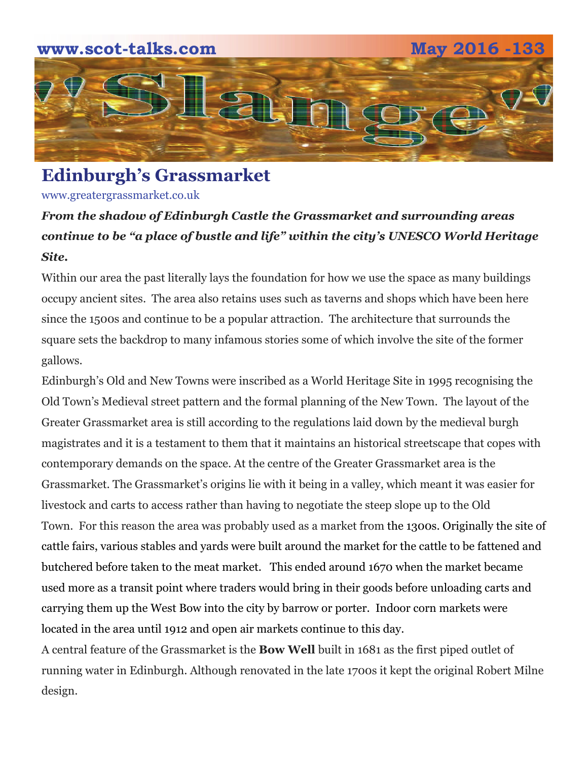## Edinburgh's Grassmarket

www.greatergrassmarket.co.uk

***From the shadow of Edinburgh Castle the Grassmarket and surrounding areas continue to be "a place of bustle and life" within the city's UNESCO World Heritage Site.***

Within our area the past literally lays the foundation for how we use the space as many buildings occupy ancient sites. The area also retains uses such as taverns and shops which have been here since the 1500s and continue to be a popular attraction. The architecture that surrounds the square sets the backdrop to many infamous stories some of which involve the site of the former gallows.

Edinburgh's Old and New Towns were inscribed as a World Heritage Site in 1995 recognising the Old Town's Medieval street pattern and the formal planning of the New Town. The layout of the Greater Grassmarket area is still according to the regulations laid down by the medieval burgh magistrates and it is a testament to them that it maintains an historical streetscape that copes with contemporary demands on the space. At the centre of the Greater Grassmarket area is the Grassmarket. The Grassmarket's origins lie with it being in a valley, which meant it was easier for livestock and carts to access rather than having to negotiate the steep slope up to the Old Town. For this reason the area was probably used as a market from the 1300s. Originally the site of cattle fairs, various stables and yards were built around the market for the cattle to be fattened and butchered before taken to the meat market. This ended around 1670 when the market became used more as a transit point where traders would bring in their goods before unloading carts and carrying them up the West Bow into the city by barrow or porter. Indoor corn markets were located in the area until 1912 and open air markets continue to this day.

A central feature of the Grassmarket is the **Bow Well** built in 1681 as the first piped outlet of running water in Edinburgh. Although renovated in the late 1700s it kept the original Robert Milne design.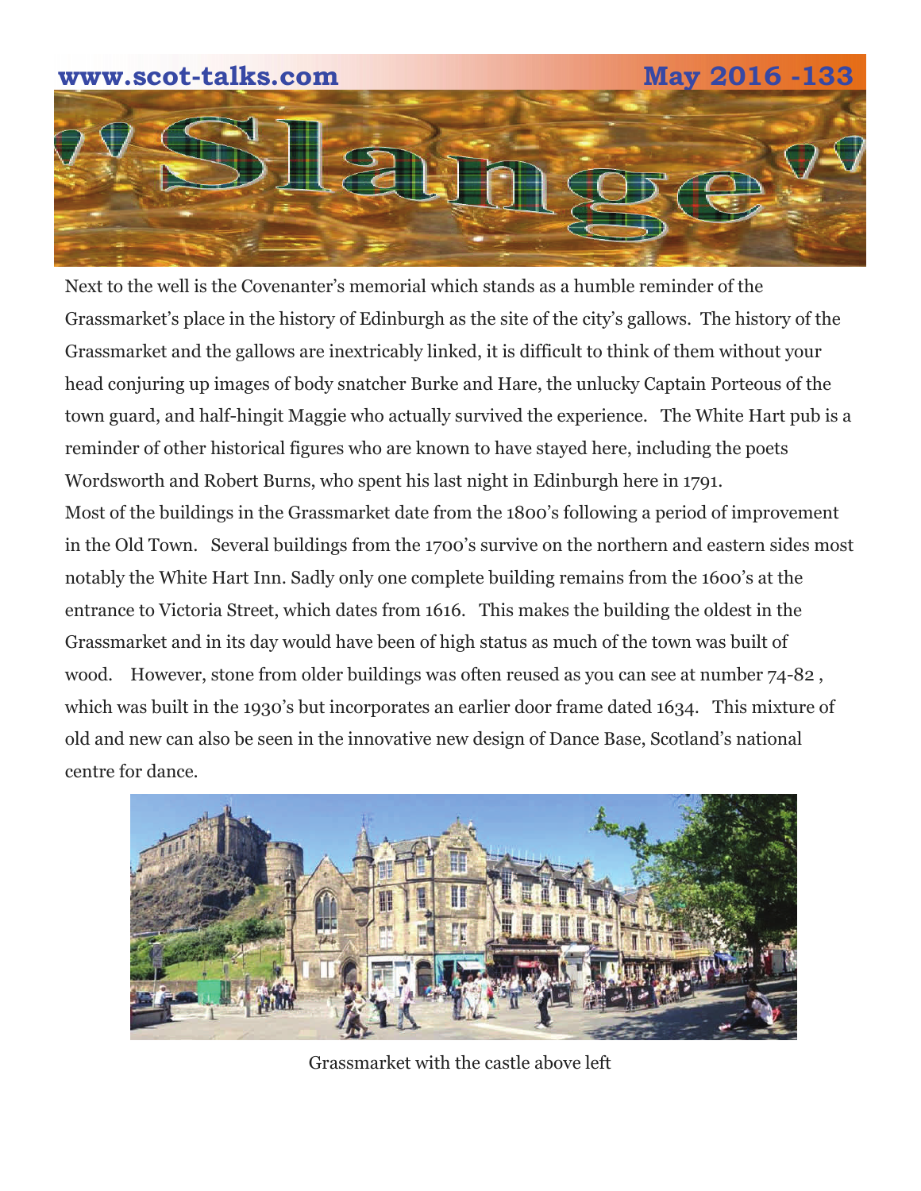Next to the well is the Covenanter's memorial which stands as a humble reminder of the Grassmarket's place in the history of Edinburgh as the site of the city's gallows. The history of the Grassmarket and the gallows are inextricably linked, it is difficult to think of them without your head conjuring up images of body snatcher Burke and Hare, the unlucky Captain Porteous of the town guard, and half-hingit Maggie who actually survived the experience. The White Hart pub is a reminder of other historical figures who are known to have stayed here, including the poets Wordsworth and Robert Burns, who spent his last night in Edinburgh here in 1791.

Most of the buildings in the Grassmarket date from the 1800's following a period of improvement in the Old Town. Several buildings from the 1700's survive on the northern and eastern sides most notably the White Hart Inn. Sadly only one complete building remains from the 1600's at the entrance to Victoria Street, which dates from 1616. This makes the building the oldest in the Grassmarket and in its day would have been of high status as much of the town was built of wood. However, stone from older buildings was often reused as you can see at number 74-82 , which was built in the 1930's but incorporates an earlier door frame dated 1634. This mixture of old and new can also be seen in the innovative new design of Dance Base, Scotland's national centre for dance.

Grassmarket with the castle above left